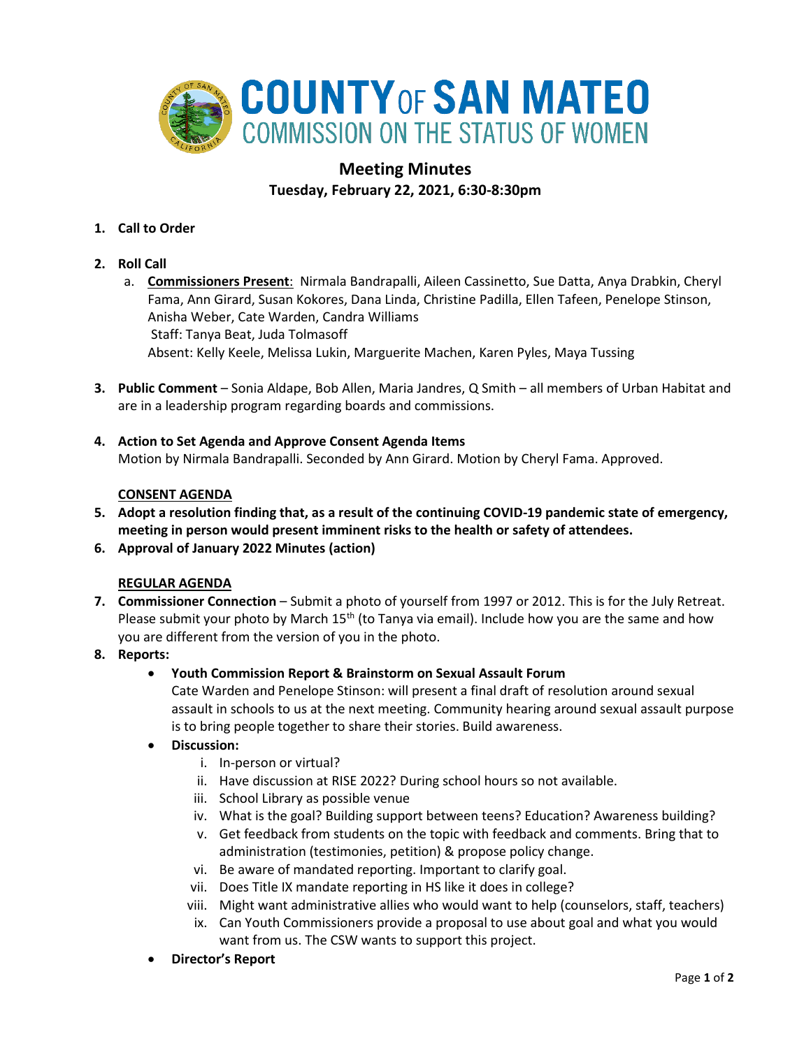# COUNTY OF SAN MATEO
## COMMISSION ON THE STATUS OF WOMEN

## Meeting Minutes
### Tuesday, February 22, 2021, 6:30-8:30pm

1. **Call to Order**

2. **Roll Call**
   a. **Commissioners Present**: Nirmala Bandrapalli, Aileen Cassinetto, Sue Datta, Anya Drabkin, Cheryl Fama, Ann Girard, Susan Kokores, Dana Linda, Christine Padilla, Ellen Tafeen, Penelope Stinson, Anisha Weber, Cate Warden, Candra Williams
   Staff: Tanya Beat, Juda Tolmasoff
   Absent: Kelly Keele, Melissa Lukin, Marguerite Machen, Karen Pyles, Maya Tussing

3. **Public Comment** – Sonia Aldape, Bob Allen, Maria Jandres, Q Smith – all members of Urban Habitat and are in a leadership program regarding boards and commissions.

4. **Action to Set Agenda and Approve Consent Agenda Items**
   Motion by Nirmala Bandrapalli. Seconded by Ann Girard. Motion by Cheryl Fama. Approved.

   **CONSENT AGENDA**

5. **Adopt a resolution finding that, as a result of the continuing COVID-19 pandemic state of emergency, meeting in person would present imminent risks to the health or safety of attendees.**
6. **Approval of January 2022 Minutes (action)**

   **REGULAR AGENDA**

7. **Commissioner Connection** – Submit a photo of yourself from 1997 or 2012. This is for the July Retreat. Please submit your photo by March 15th (to Tanya via email). Include how you are the same and how you are different from the version of you in the photo.
8. **Reports:**
   - **Youth Commission Report & Brainstorm on Sexual Assault Forum**
     Cate Warden and Penelope Stinson: will present a final draft of resolution around sexual assault in schools to us at the next meeting. Community hearing around sexual assault purpose is to bring people together to share their stories. Build awareness.
   - **Discussion:**
     i. In-person or virtual?
     ii. Have discussion at RISE 2022? During school hours so not available.
     iii. School Library as possible venue
     iv. What is the goal? Building support between teens? Education? Awareness building?
     v. Get feedback from students on the topic with feedback and comments. Bring that to administration (testimonies, petition) & propose policy change.
     vi. Be aware of mandated reporting. Important to clarify goal.
     vii. Does Title IX mandate reporting in HS like it does in college?
     viii. Might want administrative allies who would want to help (counselors, staff, teachers)
     ix. Can Youth Commissioners provide a proposal to use about goal and what you would want from us. The CSW wants to support this project.
   - **Director's Report**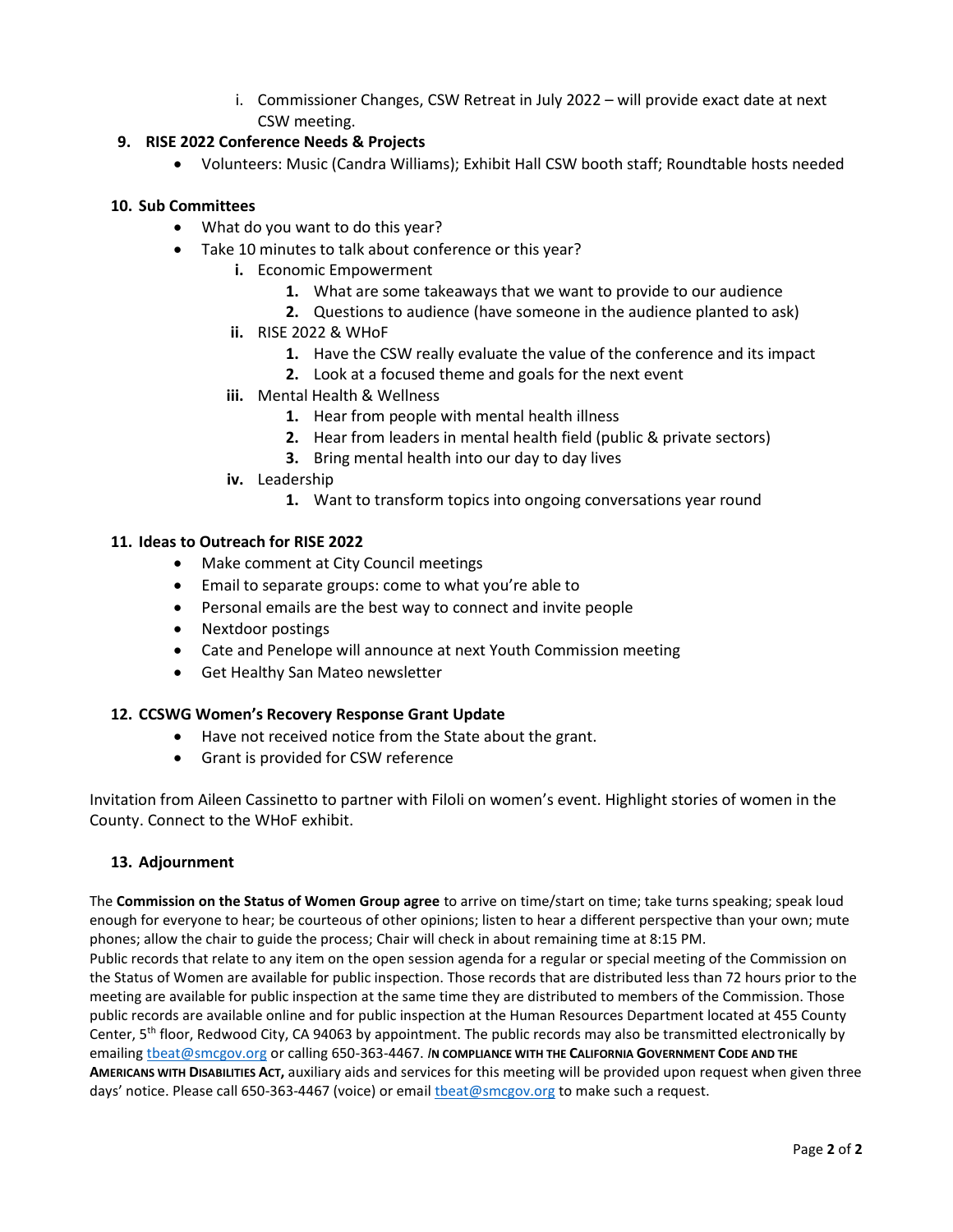i. Commissioner Changes, CSW Retreat in July 2022 – will provide exact date at next CSW meeting.

**9. RISE 2022 Conference Needs & Projects**

- Volunteers: Music (Candra Williams); Exhibit Hall CSW booth staff; Roundtable hosts needed

**10. Sub Committees**

- What do you want to do this year?
- Take 10 minutes to talk about conference or this year?
  - **i.** Economic Empowerment
    1. What are some takeaways that we want to provide to our audience
    2. Questions to audience (have someone in the audience planted to ask)
  - **ii.** RISE 2022 & WHoF
    1. Have the CSW really evaluate the value of the conference and its impact
    2. Look at a focused theme and goals for the next event
  - **iii.** Mental Health & Wellness
    1. Hear from people with mental health illness
    2. Hear from leaders in mental health field (public & private sectors)
    3. Bring mental health into our day to day lives
  - **iv.** Leadership
    1. Want to transform topics into ongoing conversations year round

**11. Ideas to Outreach for RISE 2022**

- Make comment at City Council meetings
- Email to separate groups: come to what you're able to
- Personal emails are the best way to connect and invite people
- Nextdoor postings
- Cate and Penelope will announce at next Youth Commission meeting
- Get Healthy San Mateo newsletter

**12. CCSWG Women's Recovery Response Grant Update**

- Have not received notice from the State about the grant.
- Grant is provided for CSW reference

Invitation from Aileen Cassinetto to partner with Filoli on women's event. Highlight stories of women in the County. Connect to the WHoF exhibit.

**13. Adjournment**

The **Commission on the Status of Women Group agree** to arrive on time/start on time; take turns speaking; speak loud enough for everyone to hear; be courteous of other opinions; listen to hear a different perspective than your own; mute phones; allow the chair to guide the process; Chair will check in about remaining time at 8:15 PM.

Public records that relate to any item on the open session agenda for a regular or special meeting of the Commission on the Status of Women are available for public inspection. Those records that are distributed less than 72 hours prior to the meeting are available for public inspection at the same time they are distributed to members of the Commission. Those public records are available online and for public inspection at the Human Resources Department located at 455 County Center, 5th floor, Redwood City, CA 94063 by appointment. The public records may also be transmitted electronically by emailing tbeat@smcgov.org or calling 650-363-4467. ***IN COMPLIANCE WITH THE CALIFORNIA GOVERNMENT CODE AND THE AMERICANS WITH DISABILITIES ACT,*** auxiliary aids and services for this meeting will be provided upon request when given three days' notice. Please call 650-363-4467 (voice) or email tbeat@smcgov.org to make such a request.